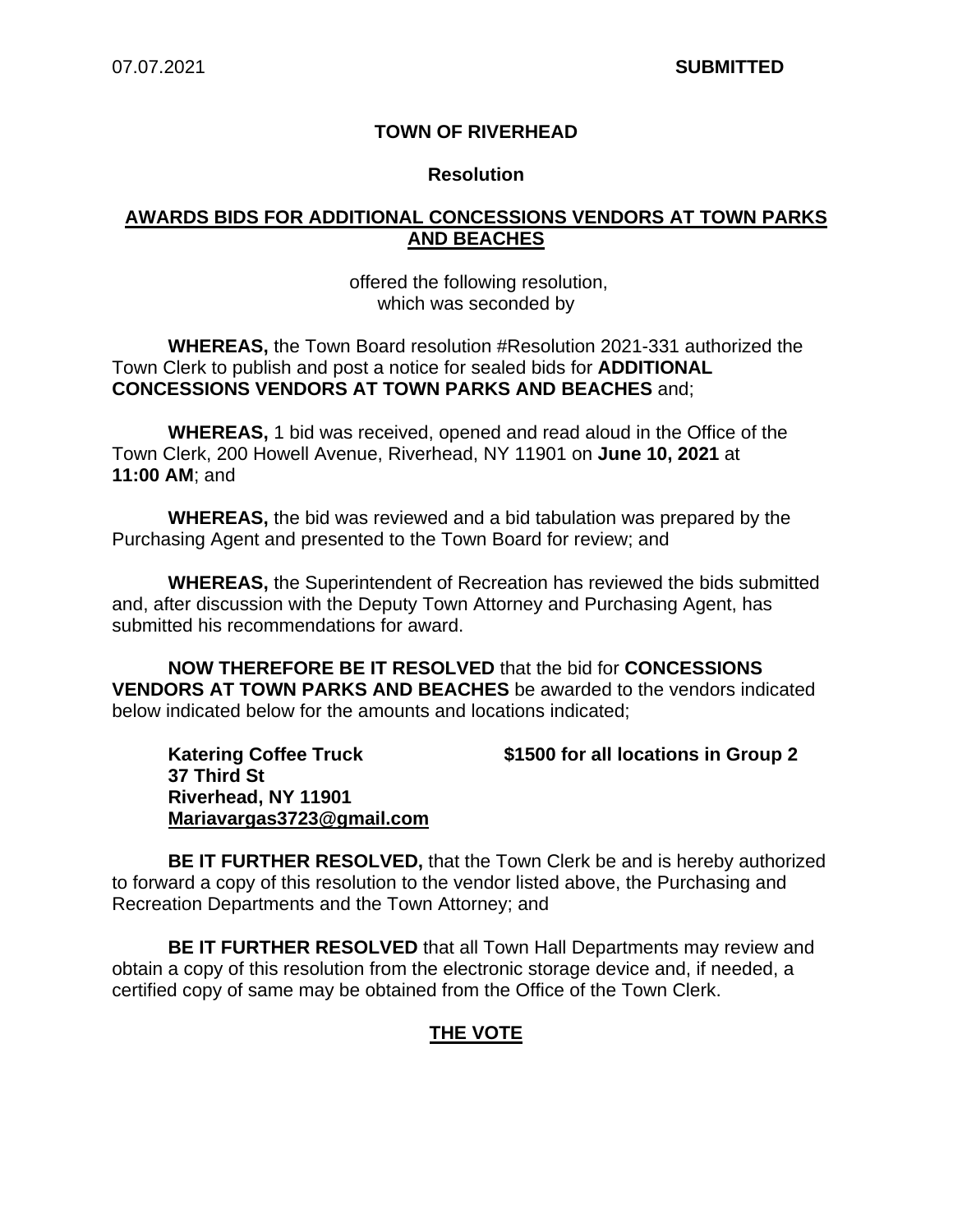07.07.2021 **SUBMITTED**

**TOWN OF RIVERHEAD**

**Resolution**

**AWARDS BIDS FOR ADDITIONAL CONCESSIONS VENDORS AT TOWN PARKS AND BEACHES**

offered the following resolution,
which was seconded by

**WHEREAS,** the Town Board resolution #Resolution 2021-331 authorized the Town Clerk to publish and post a notice for sealed bids for **ADDITIONAL CONCESSIONS VENDORS AT TOWN PARKS AND BEACHES** and;

**WHEREAS,** 1 bid was received, opened and read aloud in the Office of the Town Clerk, 200 Howell Avenue, Riverhead, NY 11901 on **June 10, 2021** at **11:00 AM**; and

**WHEREAS,** the bid was reviewed and a bid tabulation was prepared by the Purchasing Agent and presented to the Town Board for review; and

**WHEREAS,** the Superintendent of Recreation has reviewed the bids submitted and, after discussion with the Deputy Town Attorney and Purchasing Agent, has submitted his recommendations for award.

**NOW THEREFORE BE IT RESOLVED** that the bid for **CONCESSIONS VENDORS AT TOWN PARKS AND BEACHES** be awarded to the vendors indicated below indicated below for the amounts and locations indicated;

**Katering Coffee Truck** **$1500 for all locations in Group 2**
**37 Third St**
**Riverhead, NY 11901**
**Mariavargas3723@gmail.com**

**BE IT FURTHER RESOLVED,** that the Town Clerk be and is hereby authorized to forward a copy of this resolution to the vendor listed above, the Purchasing and Recreation Departments and the Town Attorney; and

**BE IT FURTHER RESOLVED** that all Town Hall Departments may review and obtain a copy of this resolution from the electronic storage device and, if needed, a certified copy of same may be obtained from the Office of the Town Clerk.

**THE VOTE**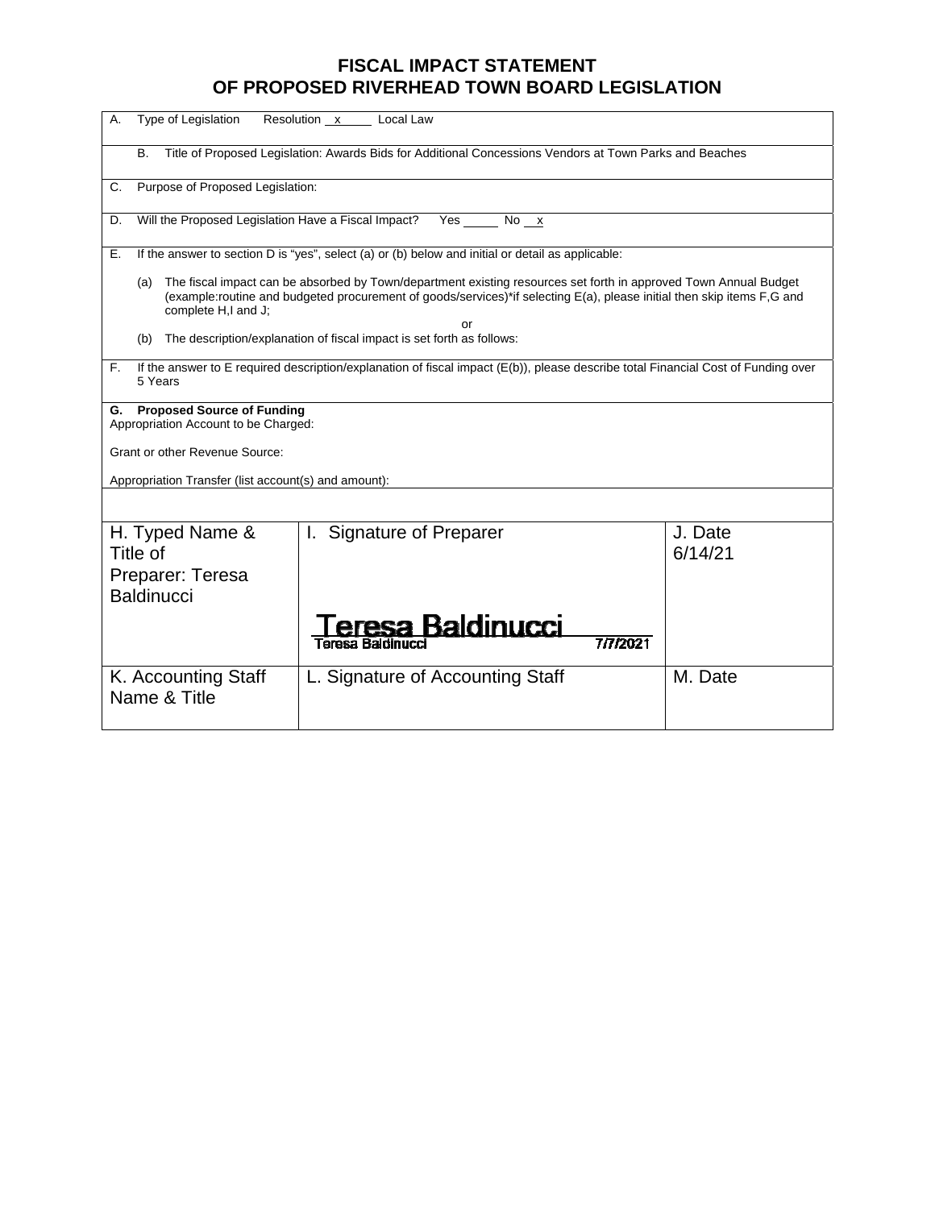# FISCAL IMPACT STATEMENT
# OF PROPOSED RIVERHEAD TOWN BOARD LEGISLATION

A. Type of Legislation Resolution x Local Law

B. Title of Proposed Legislation: Awards Bids for Additional Concessions Vendors at Town Parks and Beaches

C. Purpose of Proposed Legislation:

D. Will the Proposed Legislation Have a Fiscal Impact? Yes ____ No x

E. If the answer to section D is "yes", select (a) or (b) below and initial or detail as applicable:

(a) The fiscal impact can be absorbed by Town/department existing resources set forth in approved Town Annual Budget (example:routine and budgeted procurement of goods/services)*if selecting E(a), please initial then skip items F,G and complete H,I and J;

or

(b) The description/explanation of fiscal impact is set forth as follows:

F. If the answer to E required description/explanation of fiscal impact (E(b)), please describe total Financial Cost of Funding over 5 Years

**G. Proposed Source of Funding**
Appropriation Account to be Charged:

Grant or other Revenue Source:

Appropriation Transfer (list account(s) and amount):

| | | |
|---|---|---|
| H. Typed Name & Title of Preparer: Teresa Baldinucci | I. Signature of Preparer<br><br>Teresa Baldinucci<br>Teresa Baldinucci 7/7/2021 | J. Date<br>6/14/21 |
| K. Accounting Staff Name & Title | L. Signature of Accounting Staff | M. Date |